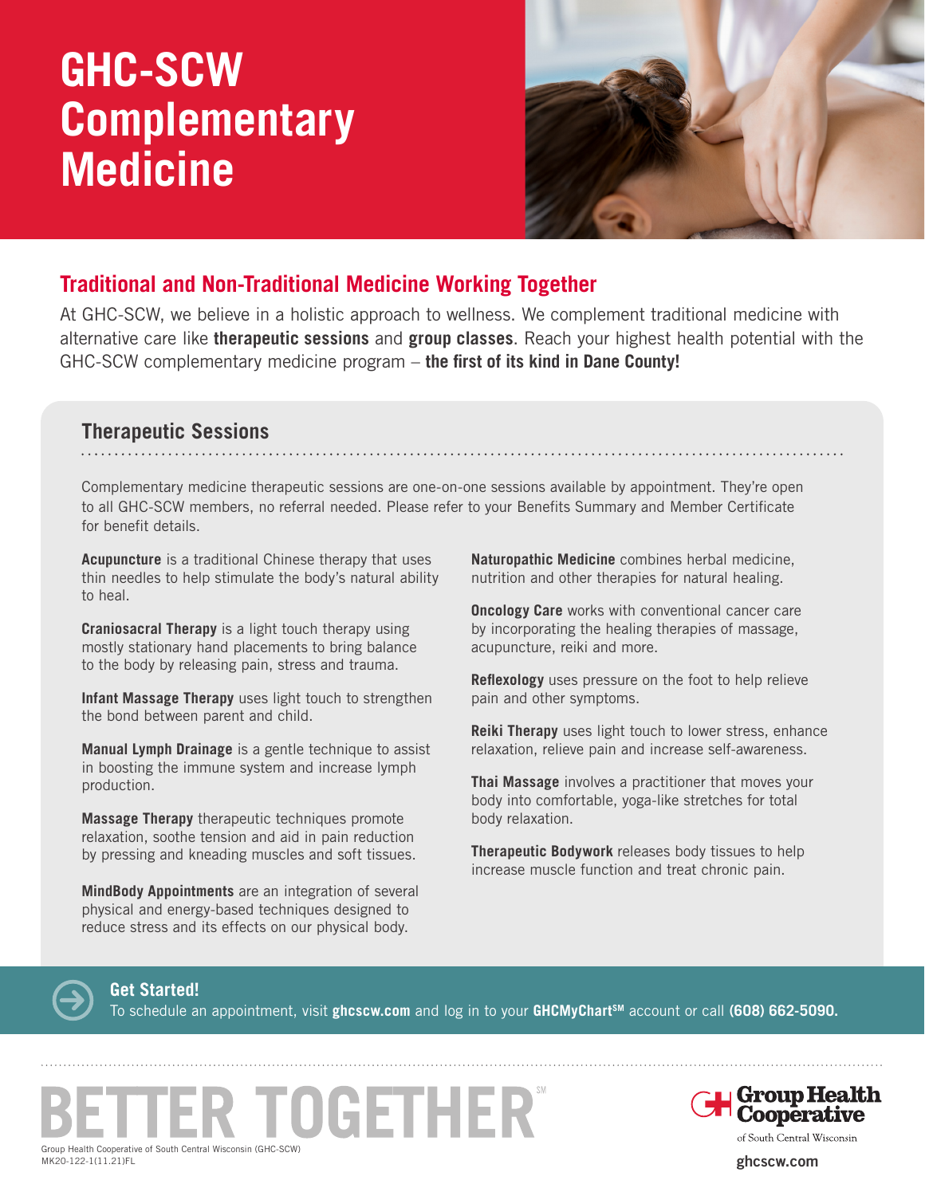# GHC-SCW Complementary Medicine

## Traditional and Non-Traditional Medicine Working Together

At GHC-SCW, we believe in a holistic approach to wellness. We complement traditional medicine with alternative care like **therapeutic sessions** and **group classes**. Reach your highest health potential with the GHC-SCW complementary medicine program – **the first of its kind in Dane County!**

### Therapeutic Sessions

Complementary medicine therapeutic sessions are one-on-one sessions available by appointment. They're open to all GHC-SCW members, no referral needed. Please refer to your Benefits Summary and Member Certificate for benefit details.

**Acupuncture** is a traditional Chinese therapy that uses thin needles to help stimulate the body's natural ability to heal.

**Craniosacral Therapy** is a light touch therapy using mostly stationary hand placements to bring balance to the body by releasing pain, stress and trauma.

**Infant Massage Therapy** uses light touch to strengthen the bond between parent and child.

**Manual Lymph Drainage** is a gentle technique to assist in boosting the immune system and increase lymph production.

**Massage Therapy** therapeutic techniques promote relaxation, soothe tension and aid in pain reduction by pressing and kneading muscles and soft tissues.

**MindBody Appointments** are an integration of several physical and energy-based techniques designed to reduce stress and its effects on our physical body.

**Naturopathic Medicine** combines herbal medicine, nutrition and other therapies for natural healing.

**Oncology Care** works with conventional cancer care by incorporating the healing therapies of massage, acupuncture, reiki and more.

**Reflexology** uses pressure on the foot to help relieve pain and other symptoms.

**Reiki Therapy** uses light touch to lower stress, enhance relaxation, relieve pain and increase self-awareness.

**Thai Massage** involves a practitioner that moves your body into comfortable, yoga-like stretches for total body relaxation.

**Therapeutic Bodywork** releases body tissues to help increase muscle function and treat chronic pain.

**Get Started!**
To schedule an appointment, visit **ghcscw.com** and log in to your **GHCMyChart**SM account or call **(608) 662-5090.**

BETTER TOGETHER SM

Group Health Cooperative of South Central Wisconsin (GHC-SCW)
MK20-122-1(11.21)FL

Group Health Cooperative of South Central Wisconsin
ghcscw.com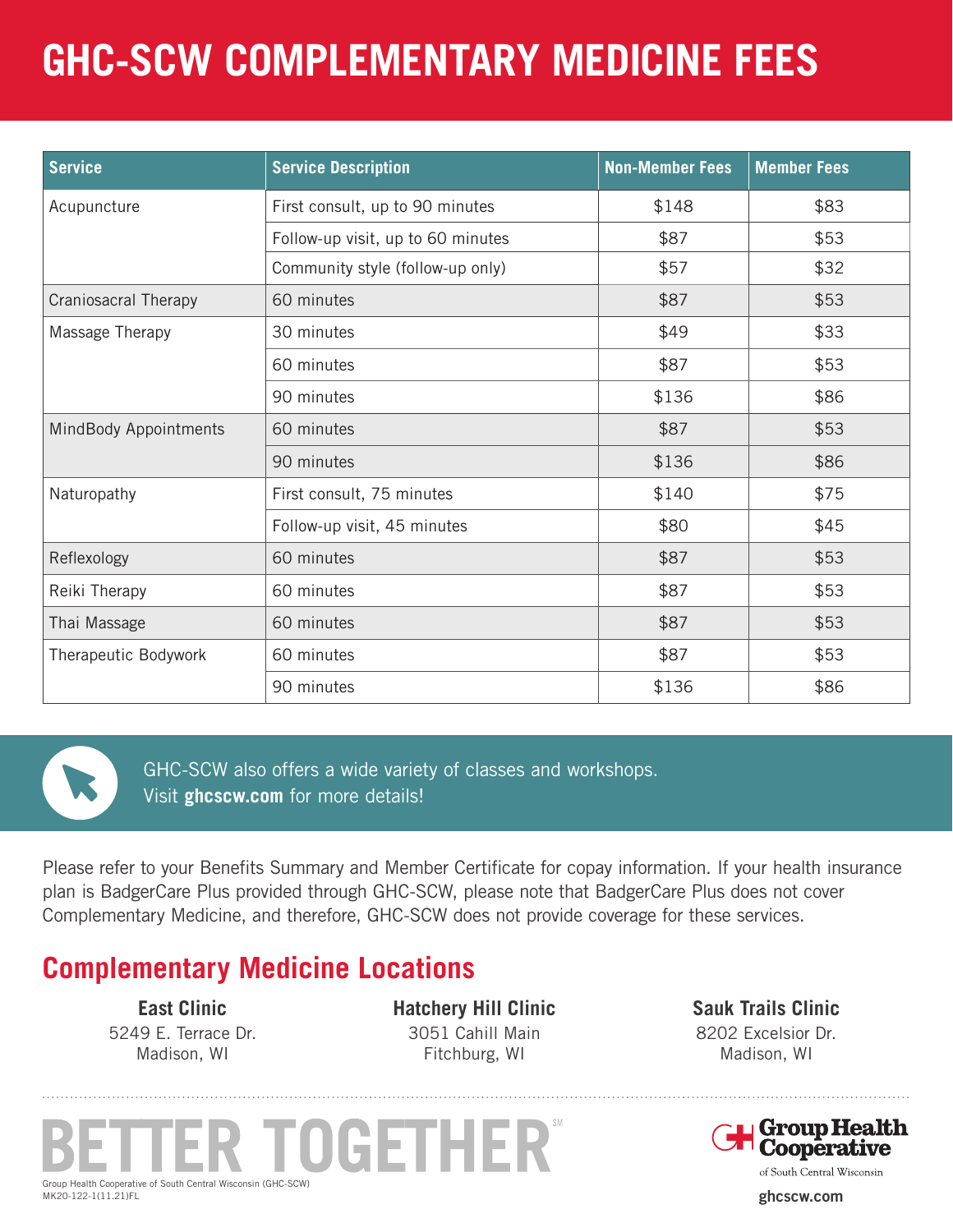# GHC-SCW COMPLEMENTARY MEDICINE FEES

| Service | Service Description | Non-Member Fees | Member Fees |
|---|---|---|---|
| Acupuncture | First consult, up to 90 minutes | $148 | $83 |
| | Follow-up visit, up to 60 minutes | $87 | $53 |
| | Community style (follow-up only) | $57 | $32 |
| Craniosacral Therapy | 60 minutes | $87 | $53 |
| Massage Therapy | 30 minutes | $49 | $33 |
| | 60 minutes | $87 | $53 |
| | 90 minutes | $136 | $86 |
| MindBody Appointments | 60 minutes | $87 | $53 |
| | 90 minutes | $136 | $86 |
| Naturopathy | First consult, 75 minutes | $140 | $75 |
| | Follow-up visit, 45 minutes | $80 | $45 |
| Reflexology | 60 minutes | $87 | $53 |
| Reiki Therapy | 60 minutes | $87 | $53 |
| Thai Massage | 60 minutes | $87 | $53 |
| Therapeutic Bodywork | 60 minutes | $87 | $53 |
| | 90 minutes | $136 | $86 |

GHC-SCW also offers a wide variety of classes and workshops.
Visit **ghcscw.com** for more details!

Please refer to your Benefits Summary and Member Certificate for copay information. If your health insurance plan is BadgerCare Plus provided through GHC-SCW, please note that BadgerCare Plus does not cover Complementary Medicine, and therefore, GHC-SCW does not provide coverage for these services.

## Complementary Medicine Locations

**East Clinic**
5249 E. Terrace Dr.
Madison, WI

**Hatchery Hill Clinic**
3051 Cahill Main
Fitchburg, WI

**Sauk Trails Clinic**
8202 Excelsior Dr.
Madison, WI

BETTER TOGETHER℠

Group Health Cooperative of South Central Wisconsin (GHC-SCW)
MK20-122-1(11.21)FL

Group Health Cooperative of South Central Wisconsin
ghcscw.com